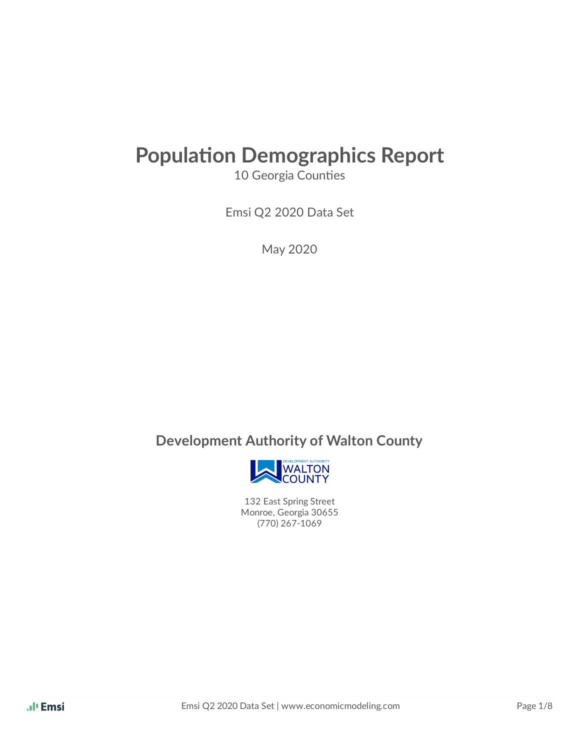# Population Demographics Report

10 Georgia Counties

Emsi Q2 2020 Data Set

May 2020

## Development Authority of Walton County

132 East Spring Street
Monroe, Georgia 30655
(770) 267-1069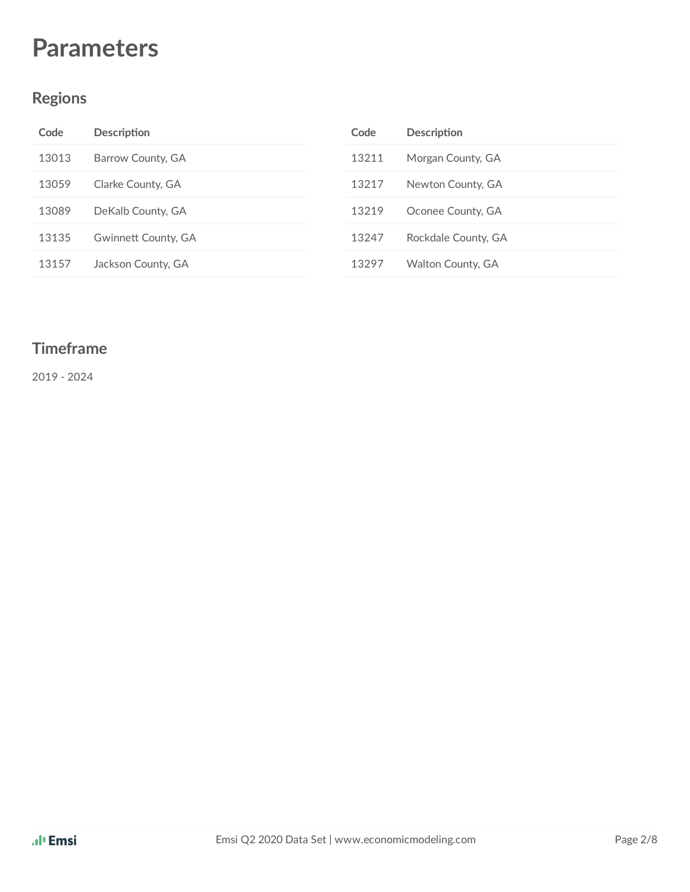# Parameters

## Regions

| Code | Description |
|---|---|
| 13013 | Barrow County, GA |
| 13059 | Clarke County, GA |
| 13089 | DeKalb County, GA |
| 13135 | Gwinnett County, GA |
| 13157 | Jackson County, GA |

| Code | Description |
|---|---|
| 13211 | Morgan County, GA |
| 13217 | Newton County, GA |
| 13219 | Oconee County, GA |
| 13247 | Rockdale County, GA |
| 13297 | Walton County, GA |

## Timeframe

2019 - 2024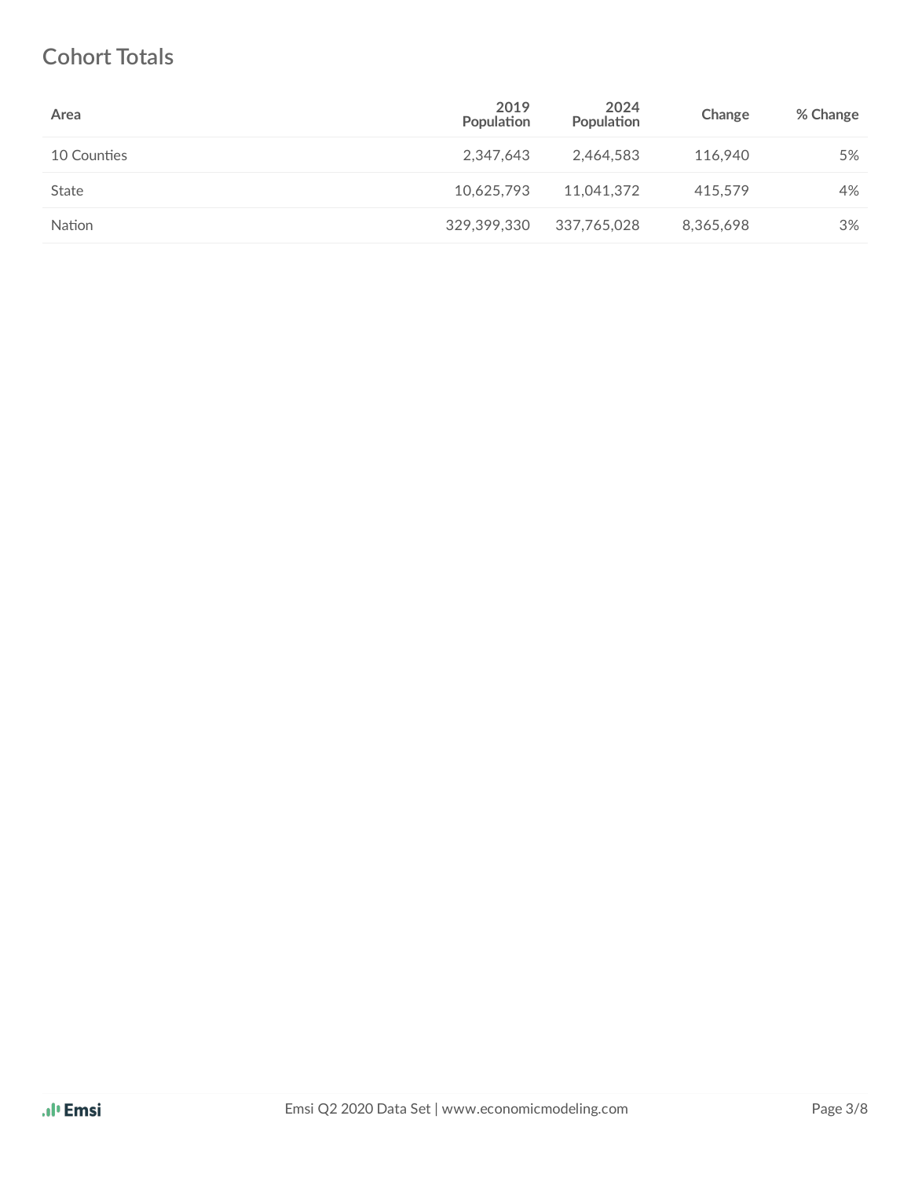## Cohort Totals

| Area | 2019 Population | 2024 Population | Change | % Change |
|---|---|---|---|---|
| 10 Counties | 2,347,643 | 2,464,583 | 116,940 | 5% |
| State | 10,625,793 | 11,041,372 | 415,579 | 4% |
| Nation | 329,399,330 | 337,765,028 | 8,365,698 | 3% |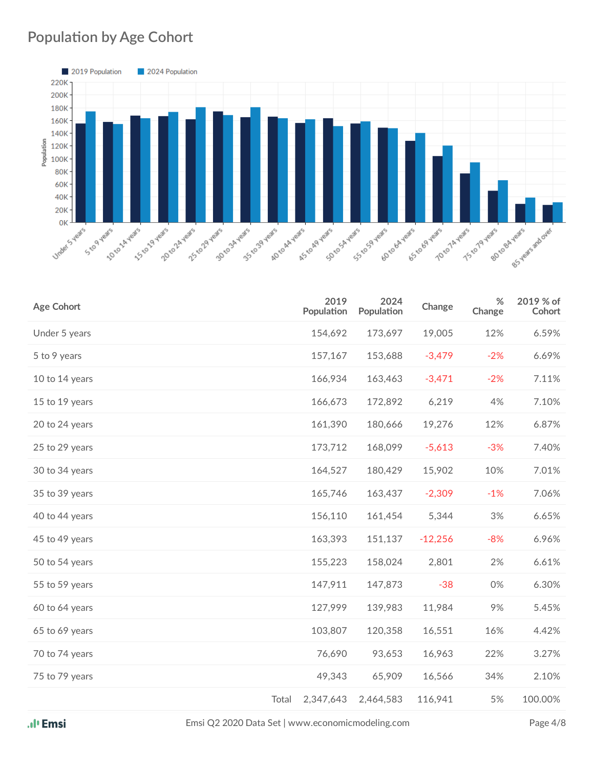## Population by Age Cohort

| Age Cohort | 2019 Population | 2024 Population | Change | % Change | 2019 % of Cohort |
|---|---|---|---|---|---|
| Under 5 years | 154,692 | 173,697 | 19,005 | 12% | 6.59% |
| 5 to 9 years | 157,167 | 153,688 | -3,479 | -2% | 6.69% |
| 10 to 14 years | 166,934 | 163,463 | -3,471 | -2% | 7.11% |
| 15 to 19 years | 166,673 | 172,892 | 6,219 | 4% | 7.10% |
| 20 to 24 years | 161,390 | 180,666 | 19,276 | 12% | 6.87% |
| 25 to 29 years | 173,712 | 168,099 | -5,613 | -3% | 7.40% |
| 30 to 34 years | 164,527 | 180,429 | 15,902 | 10% | 7.01% |
| 35 to 39 years | 165,746 | 163,437 | -2,309 | -1% | 7.06% |
| 40 to 44 years | 156,110 | 161,454 | 5,344 | 3% | 6.65% |
| 45 to 49 years | 163,393 | 151,137 | -12,256 | -8% | 6.96% |
| 50 to 54 years | 155,223 | 158,024 | 2,801 | 2% | 6.61% |
| 55 to 59 years | 147,911 | 147,873 | -38 | 0% | 6.30% |
| 60 to 64 years | 127,999 | 139,983 | 11,984 | 9% | 5.45% |
| 65 to 69 years | 103,807 | 120,358 | 16,551 | 16% | 4.42% |
| 70 to 74 years | 76,690 | 93,653 | 16,963 | 22% | 3.27% |
| 75 to 79 years | 49,343 | 65,909 | 16,566 | 34% | 2.10% |
| Total | 2,347,643 | 2,464,583 | 116,941 | 5% | 100.00% |

Emsi Q2 2020 Data Set | www.economicmodeling.com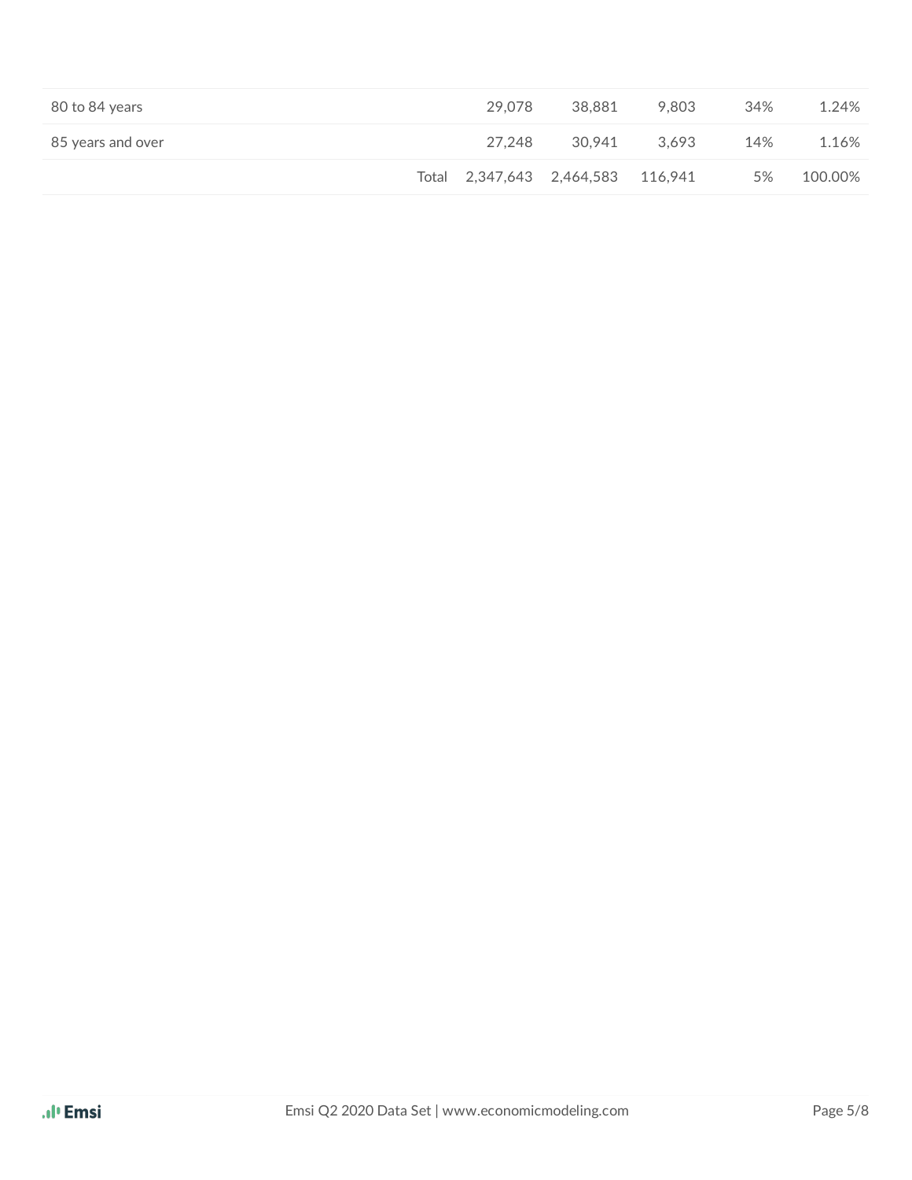| | | | | | |
|---|---|---|---|---|---|
| 80 to 84 years | | 29,078 | 38,881 | 9,803 | 34% | 1.24% |
| 85 years and over | | 27,248 | 30,941 | 3,693 | 14% | 1.16% |
| | Total | 2,347,643 | 2,464,583 | 116,941 | 5% | 100.00% |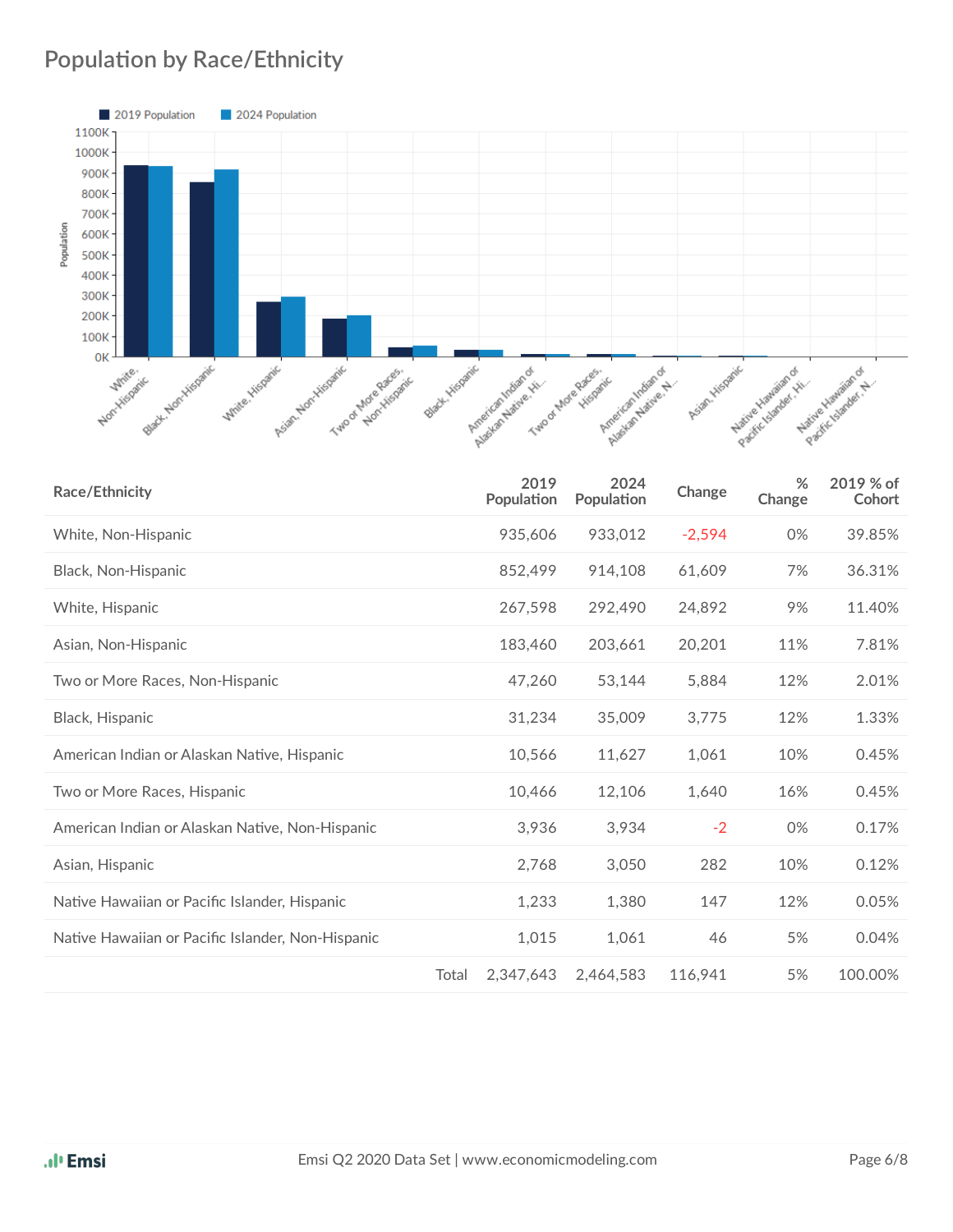## Population by Race/Ethnicity

| Race/Ethnicity | 2019 Population | 2024 Population | Change | % Change | 2019 % of Cohort |
|---|---|---|---|---|---|
| White, Non-Hispanic | 935,606 | 933,012 | -2,594 | 0% | 39.85% |
| Black, Non-Hispanic | 852,499 | 914,108 | 61,609 | 7% | 36.31% |
| White, Hispanic | 267,598 | 292,490 | 24,892 | 9% | 11.40% |
| Asian, Non-Hispanic | 183,460 | 203,661 | 20,201 | 11% | 7.81% |
| Two or More Races, Non-Hispanic | 47,260 | 53,144 | 5,884 | 12% | 2.01% |
| Black, Hispanic | 31,234 | 35,009 | 3,775 | 12% | 1.33% |
| American Indian or Alaskan Native, Hispanic | 10,566 | 11,627 | 1,061 | 10% | 0.45% |
| Two or More Races, Hispanic | 10,466 | 12,106 | 1,640 | 16% | 0.45% |
| American Indian or Alaskan Native, Non-Hispanic | 3,936 | 3,934 | -2 | 0% | 0.17% |
| Asian, Hispanic | 2,768 | 3,050 | 282 | 10% | 0.12% |
| Native Hawaiian or Pacific Islander, Hispanic | 1,233 | 1,380 | 147 | 12% | 0.05% |
| Native Hawaiian or Pacific Islander, Non-Hispanic | 1,015 | 1,061 | 46 | 5% | 0.04% |
| Total | 2,347,643 | 2,464,583 | 116,941 | 5% | 100.00% |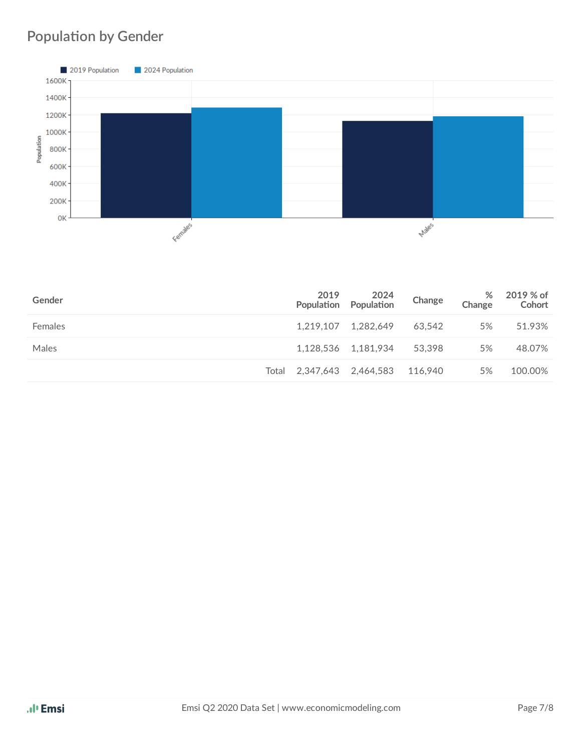## Population by Gender

| Gender | | 2019 Population | 2024 Population | Change | % Change | 2019 % of Cohort |
|---|---|---|---|---|---|---|
| Females | | 1,219,107 | 1,282,649 | 63,542 | 5% | 51.93% |
| Males | | 1,128,536 | 1,181,934 | 53,398 | 5% | 48.07% |
| | Total | 2,347,643 | 2,464,583 | 116,940 | 5% | 100.00% |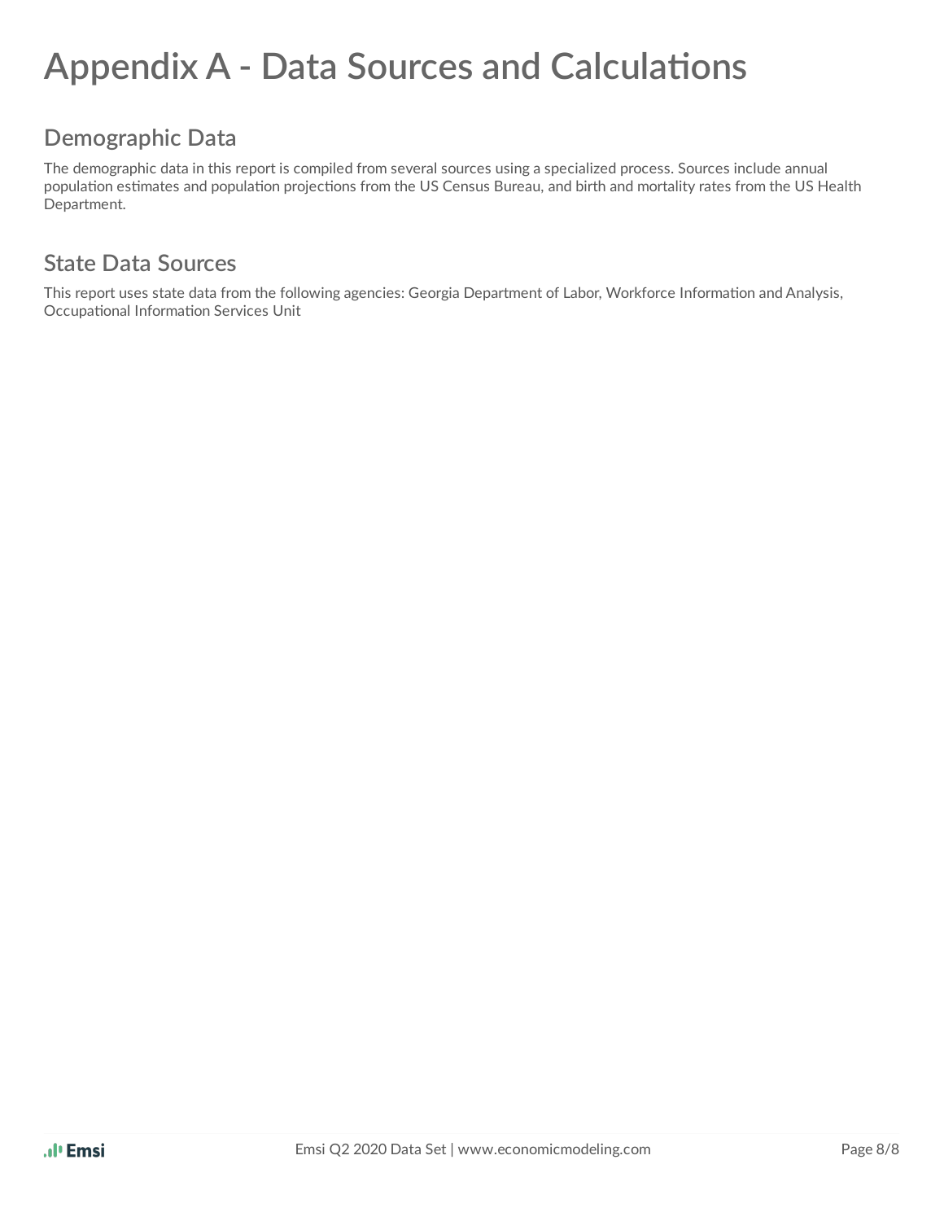# Appendix A - Data Sources and Calculations

## Demographic Data

The demographic data in this report is compiled from several sources using a specialized process. Sources include annual population estimates and population projections from the US Census Bureau, and birth and mortality rates from the US Health Department.

## State Data Sources

This report uses state data from the following agencies: Georgia Department of Labor, Workforce Information and Analysis, Occupational Information Services Unit